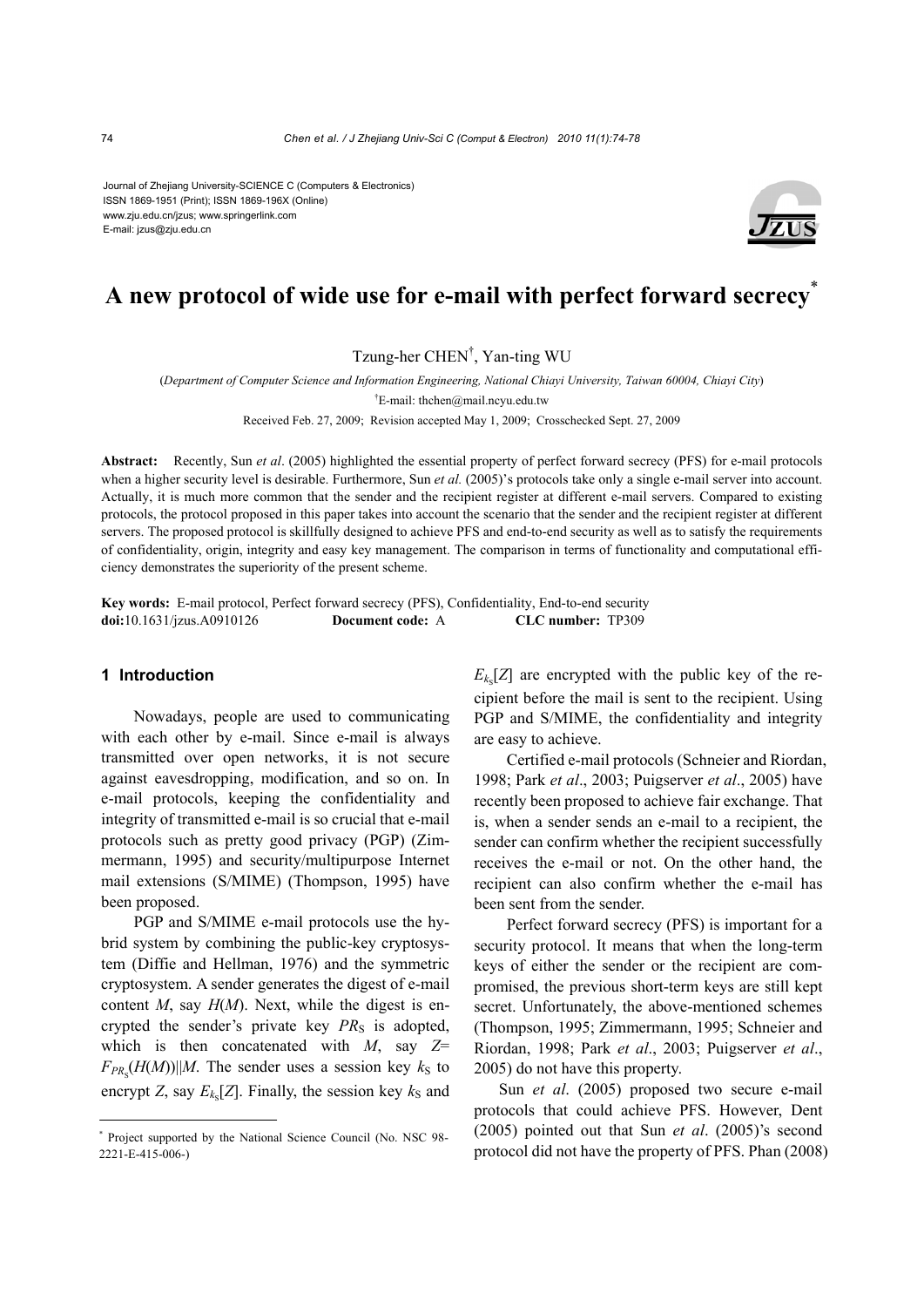Journal of Zhejiang University-SCIENCE C (Computers & Electronics)
ISSN 1869-1951 (Print); ISSN 1869-196X (Online)
www.zju.edu.cn/jzus; www.springerlink.com
E-mail: jzus@zju.edu.cn

# A new protocol of wide use for e-mail with perfect forward secrecy*

Tzung-her CHEN†, Yan-ting WU

(*Department of Computer Science and Information Engineering, National Chiayi University, Taiwan 60004, Chiayi City*)

†E-mail: thchen@mail.ncyu.edu.tw

Received Feb. 27, 2009; Revision accepted May 1, 2009; Crosschecked Sept. 27, 2009

**Abstract:** Recently, Sun *et al*. (2005) highlighted the essential property of perfect forward secrecy (PFS) for e-mail protocols when a higher security level is desirable. Furthermore, Sun *et al.* (2005)'s protocols take only a single e-mail server into account. Actually, it is much more common that the sender and the recipient register at different e-mail servers. Compared to existing protocols, the protocol proposed in this paper takes into account the scenario that the sender and the recipient register at different servers. The proposed protocol is skillfully designed to achieve PFS and end-to-end security as well as to satisfy the requirements of confidentiality, origin, integrity and easy key management. The comparison in terms of functionality and computational efficiency demonstrates the superiority of the present scheme.

**Key words:** E-mail protocol, Perfect forward secrecy (PFS), Confidentiality, End-to-end security
**doi:**10.1631/jzus.A0910126 **Document code:** A **CLC number:** TP309

## 1 Introduction

Nowadays, people are used to communicating with each other by e-mail. Since e-mail is always transmitted over open networks, it is not secure against eavesdropping, modification, and so on. In e-mail protocols, keeping the confidentiality and integrity of transmitted e-mail is so crucial that e-mail protocols such as pretty good privacy (PGP) (Zimmermann, 1995) and security/multipurpose Internet mail extensions (S/MIME) (Thompson, 1995) have been proposed.

PGP and S/MIME e-mail protocols use the hybrid system by combining the public-key cryptosystem (Diffie and Hellman, 1976) and the symmetric cryptosystem. A sender generates the digest of e-mail content $M$, say $H(M)$. Next, while the digest is encrypted the sender's private key $PR_S$ is adopted, which is then concatenated with $M$, say $Z=F_{PR_S}(H(M))||M$. The sender uses a session key $k_S$ to encrypt $Z$, say $E_{k_S}[Z]$. Finally, the session key $k_S$ and $E_{k_S}[Z]$ are encrypted with the public key of the recipient before the mail is sent to the recipient. Using PGP and S/MIME, the confidentiality and integrity are easy to achieve.

Certified e-mail protocols (Schneier and Riordan, 1998; Park *et al*., 2003; Puigserver *et al*., 2005) have recently been proposed to achieve fair exchange. That is, when a sender sends an e-mail to a recipient, the sender can confirm whether the recipient successfully receives the e-mail or not. On the other hand, the recipient can also confirm whether the e-mail has been sent from the sender.

Perfect forward secrecy (PFS) is important for a security protocol. It means that when the long-term keys of either the sender or the recipient are compromised, the previous short-term keys are still kept secret. Unfortunately, the above-mentioned schemes (Thompson, 1995; Zimmermann, 1995; Schneier and Riordan, 1998; Park *et al*., 2003; Puigserver *et al*., 2005) do not have this property.

Sun *et al*. (2005) proposed two secure e-mail protocols that could achieve PFS. However, Dent (2005) pointed out that Sun *et al*. (2005)'s second protocol did not have the property of PFS. Phan (2008)

* Project supported by the National Science Council (No. NSC 98-2221-E-415-006-)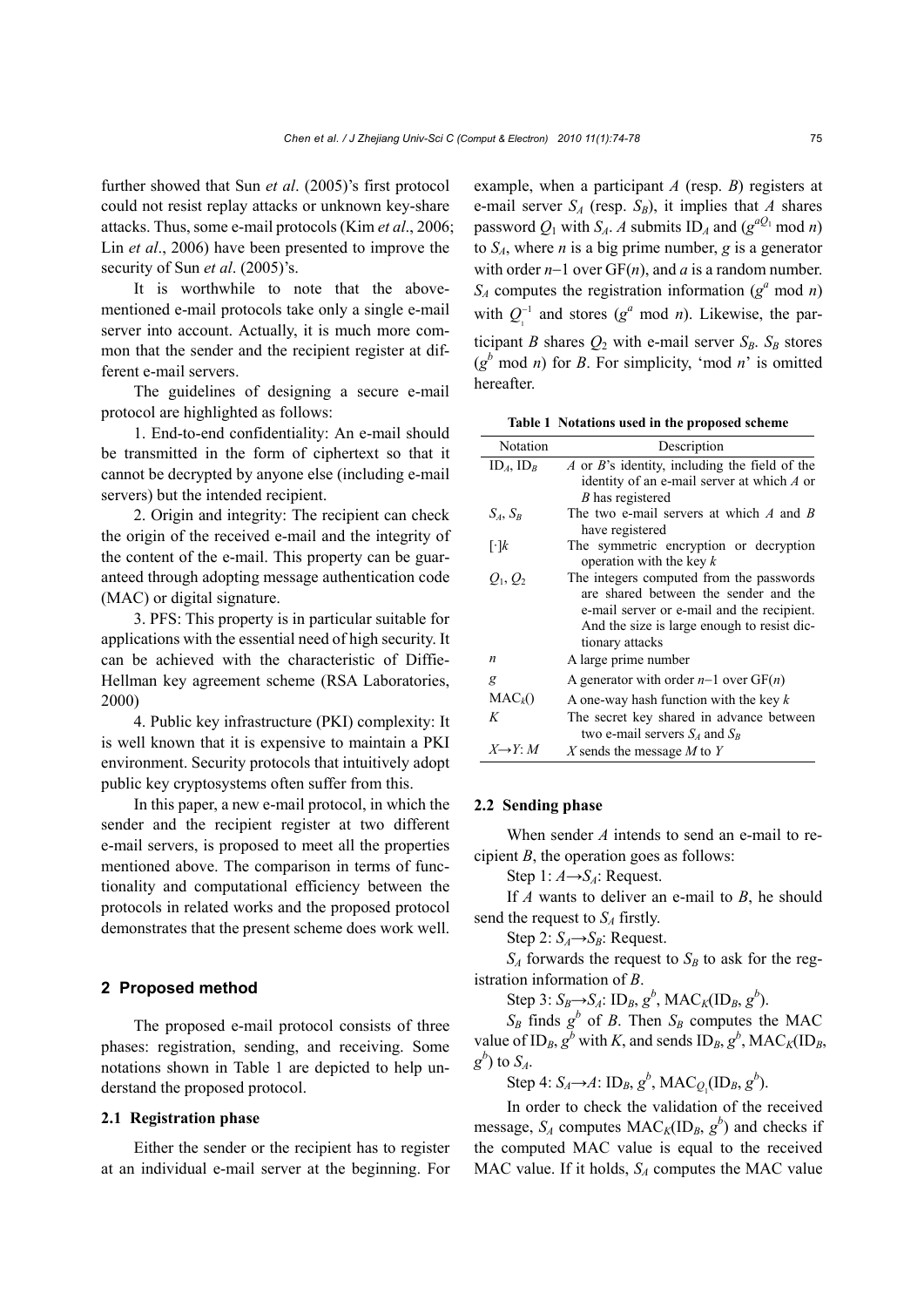further showed that Sun *et al*. (2005)'s first protocol could not resist replay attacks or unknown key-share attacks. Thus, some e-mail protocols (Kim *et al*., 2006; Lin *et al*., 2006) have been presented to improve the security of Sun *et al*. (2005)'s.

It is worthwhile to note that the above-mentioned e-mail protocols take only a single e-mail server into account. Actually, it is much more common that the sender and the recipient register at different e-mail servers.

The guidelines of designing a secure e-mail protocol are highlighted as follows:

1. End-to-end confidentiality: An e-mail should be transmitted in the form of ciphertext so that it cannot be decrypted by anyone else (including e-mail servers) but the intended recipient.

2. Origin and integrity: The recipient can check the origin of the received e-mail and the integrity of the content of the e-mail. This property can be guaranteed through adopting message authentication code (MAC) or digital signature.

3. PFS: This property is in particular suitable for applications with the essential need of high security. It can be achieved with the characteristic of Diffie-Hellman key agreement scheme (RSA Laboratories, 2000)

4. Public key infrastructure (PKI) complexity: It is well known that it is expensive to maintain a PKI environment. Security protocols that intuitively adopt public key cryptosystems often suffer from this.

In this paper, a new e-mail protocol, in which the sender and the recipient register at two different e-mail servers, is proposed to meet all the properties mentioned above. The comparison in terms of functionality and computational efficiency between the protocols in related works and the proposed protocol demonstrates that the present scheme does work well.

## 2 Proposed method

The proposed e-mail protocol consists of three phases: registration, sending, and receiving. Some notations shown in Table 1 are depicted to help understand the proposed protocol.

### 2.1 Registration phase

Either the sender or the recipient has to register at an individual e-mail server at the beginning. For example, when a participant $A$ (resp. $B$) registers at e-mail server $S_A$ (resp. $S_B$), it implies that $A$ shares password $Q_1$ with $S_A$. $A$ submits $\mathrm{ID}_A$ and ($g^{aQ_1}$ mod $n$) to $S_A$, where $n$ is a big prime number, $g$ is a generator with order $n-1$ over GF($n$), and $a$ is a random number. $S_A$ computes the registration information ($g^a$ mod $n$) with $Q_1^{-1}$ and stores ($g^a$ mod $n$). Likewise, the participant $B$ shares $Q_2$ with e-mail server $S_B$. $S_B$ stores ($g^b$ mod $n$) for $B$. For simplicity, 'mod $n$' is omitted hereafter.

**Table 1 Notations used in the proposed scheme**

| Notation | Description |
|---|---|
| $\mathrm{ID}_A$, $\mathrm{ID}_B$ | $A$ or $B$'s identity, including the field of the identity of an e-mail server at which $A$ or $B$ has registered |
| $S_A$, $S_B$ | The two e-mail servers at which $A$ and $B$ have registered |
| $[\cdot]k$ | The symmetric encryption or decryption operation with the key $k$ |
| $Q_1$, $Q_2$ | The integers computed from the passwords are shared between the sender and the e-mail server or e-mail and the recipient. And the size is large enough to resist dictionary attacks |
| $n$ | A large prime number |
| $g$ | A generator with order $n-1$ over GF($n$) |
| $\mathrm{MAC}_k()$ | A one-way hash function with the key $k$ |
| $K$ | The secret key shared in advance between two e-mail servers $S_A$ and $S_B$ |
| $X \rightarrow Y$: $M$ | $X$ sends the message $M$ to $Y$ |

### 2.2 Sending phase

When sender $A$ intends to send an e-mail to recipient $B$, the operation goes as follows:

Step 1: $A \rightarrow S_A$: Request.

If $A$ wants to deliver an e-mail to $B$, he should send the request to $S_A$ firstly.

Step 2: $S_A \rightarrow S_B$: Request.

$S_A$ forwards the request to $S_B$ to ask for the registration information of $B$.

Step 3: $S_B \rightarrow S_A$: $\mathrm{ID}_B$, $g^b$, $\mathrm{MAC}_K(\mathrm{ID}_B, g^b)$.

$S_B$ finds $g^b$ of $B$. Then $S_B$ computes the MAC value of $\mathrm{ID}_B$, $g^b$ with $K$, and sends $\mathrm{ID}_B$, $g^b$, $\mathrm{MAC}_K(\mathrm{ID}_B, g^b)$ to $S_A$.

Step 4: $S_A \rightarrow A$: $\mathrm{ID}_B$, $g^b$, $\mathrm{MAC}_{Q_1}(\mathrm{ID}_B, g^b)$.

In order to check the validation of the received message, $S_A$ computes $\mathrm{MAC}_K(\mathrm{ID}_B, g^b)$ and checks if the computed MAC value is equal to the received MAC value. If it holds, $S_A$ computes the MAC value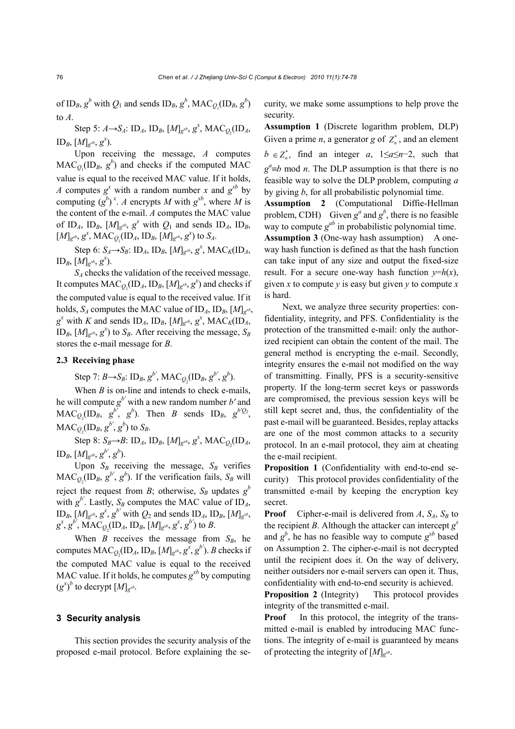of $\text{ID}_B$, $g^b$ with $Q_1$ and sends $\text{ID}_B$, $g^b$, $\text{MAC}_{Q_1}(\text{ID}_B, g^b)$ to $A$.

Step 5: $A \rightarrow S_A$: $\text{ID}_A$, $\text{ID}_B$, $[M]_{g^{xb}}$, $g^x$, $\text{MAC}_{Q_1}(\text{ID}_A, \text{ID}_B, [M]_{g^{xb}}, g^x)$.

Upon receiving the message, $A$ computes $\text{MAC}_{Q_1}(\text{ID}_B, g^b)$ and checks if the computed MAC value is equal to the received MAC value. If it holds, $A$ computes $g^x$ with a random number $x$ and $g^{xb}$ by computing $(g^b)^x$. $A$ encrypts $M$ with $g^{xb}$, where $M$ is the content of the e-mail. $A$ computes the MAC value of $\text{ID}_A$, $\text{ID}_B$, $[M]_{g^{xb}}$, $g^x$ with $Q_1$ and sends $\text{ID}_A$, $\text{ID}_B$, $[M]_{g^{xb}}$, $g^x$, $\text{MAC}_{Q_1}(\text{ID}_A, \text{ID}_B, [M]_{g^{xb}}, g^x)$ to $S_A$.

Step 6: $S_A \rightarrow S_B$: $\text{ID}_A$, $\text{ID}_B$, $[M]_{g^{xb}}$, $g^x$, $\text{MAC}_K(\text{ID}_A, \text{ID}_B, [M]_{g^{xb}}, g^x)$.

$S_A$ checks the validation of the received message. It computes $\text{MAC}_{Q_1}(\text{ID}_A, \text{ID}_B, [M]_{g^{xb}}, g^x)$ and checks if the computed value is equal to the received value. If it holds, $S_A$ computes the MAC value of $\text{ID}_A$, $\text{ID}_B$, $[M]_{g^{xb}}$, $g^x$ with $K$ and sends $\text{ID}_A$, $\text{ID}_B$, $[M]_{g^{xb}}$, $g^x$, $\text{MAC}_K(\text{ID}_A, \text{ID}_B, [M]_{g^{xb}}, g^x)$ to $S_B$. After receiving the message, $S_B$ stores the e-mail message for $B$.

### 2.3 Receiving phase

Step 7: $B \rightarrow S_B$: $\text{ID}_B$, $g^{b'}$, $\text{MAC}_{Q_2}(\text{ID}_B, g^{b'}, g^b)$.

When $B$ is on-line and intends to check e-mails, he will compute $g^{b'}$ with a new random number $b'$ and $\text{MAC}_{Q_2}(\text{ID}_B, g^{b'}, g^b)$. Then $B$ sends $\text{ID}_B$, $g^{b'Q_2}$, $\text{MAC}_{Q_2}(\text{ID}_B, g^{b'}, g^b)$ to $S_B$.

Step 8: $S_B \rightarrow B$: $\text{ID}_A$, $\text{ID}_B$, $[M]_{g^{xb}}$, $g^x$, $\text{MAC}_{Q_2}(\text{ID}_A, \text{ID}_B, [M]_{g^{xb}}, g^{b'}, g^b)$.

Upon $S_B$ receiving the message, $S_B$ verifies $\text{MAC}_{Q_2}(\text{ID}_B, g^{b'}, g^b)$. If the verification fails, $S_B$ will reject the request from $B$; otherwise, $S_B$ updates $g^b$ with $g^{b'}$. Lastly, $S_B$ computes the MAC value of $\text{ID}_A$, $\text{ID}_B$, $[M]_{g^{xb}}$, $g^x$, $g^{b'}$ with $Q_2$ and sends $\text{ID}_A$, $\text{ID}_B$, $[M]_{g^{xb}}$, $g^x$, $g^{b'}$, $\text{MAC}_{Q_2}(\text{ID}_A, \text{ID}_B, [M]_{g^{xb}}, g^x, g^{b'})$ to $B$.

When $B$ receives the message from $S_B$, he computes $\text{MAC}_{Q_2}(\text{ID}_A, \text{ID}_B, [M]_{g^{xb}}, g^x, g^{b'})$. $B$ checks if the computed MAC value is equal to the received MAC value. If it holds, he computes $g^{xb}$ by computing $(g^x)^b$ to decrypt $[M]_{g^{xb}}$.

## 3 Security analysis

This section provides the security analysis of the proposed e-mail protocol. Before explaining the security, we make some assumptions to help prove the security.

**Assumption 1** (Discrete logarithm problem, DLP) Given a prime $n$, a generator $g$ of $Z_n^*$, and an element $b \in Z_n^*$, find an integer $a$, $1 \leq a \leq n-2$, such that $g^a \equiv b \bmod n$. The DLP assumption is that there is no feasible way to solve the DLP problem, computing $a$ by giving $b$, for all probabilistic polynomial time.

**Assumption 2** (Computational Diffie-Hellman problem, CDH) Given $g^a$ and $g^b$, there is no feasible way to compute $g^{ab}$ in probabilistic polynomial time.

**Assumption 3** (One-way hash assumption) A one-way hash function is defined as that the hash function can take input of any size and output the fixed-size result. For a secure one-way hash function $y=h(x)$, given $x$ to compute $y$ is easy but given $y$ to compute $x$ is hard.

Next, we analyze three security properties: confidentiality, integrity, and PFS. Confidentiality is the protection of the transmitted e-mail: only the authorized recipient can obtain the content of the mail. The general method is encrypting the e-mail. Secondly, integrity ensures the e-mail not modified on the way of transmitting. Finally, PFS is a security-sensitive property. If the long-term secret keys or passwords are compromised, the previous session keys will be still kept secret and, thus, the confidentiality of the past e-mail will be guaranteed. Besides, replay attacks are one of the most common attacks to a security protocol. In an e-mail protocol, they aim at cheating the e-mail recipient.

**Proposition 1** (Confidentiality with end-to-end security) This protocol provides confidentiality of the transmitted e-mail by keeping the encryption key secret.

**Proof** Cipher-e-mail is delivered from $A$, $S_A$, $S_B$ to the recipient $B$. Although the attacker can intercept $g^x$ and $g^b$, he has no feasible way to compute $g^{xb}$ based on Assumption 2. The cipher-e-mail is not decrypted until the recipient does it. On the way of delivery, neither outsiders nor e-mail servers can open it. Thus, confidentiality with end-to-end security is achieved.

**Proposition 2** (Integrity) This protocol provides integrity of the transmitted e-mail.

**Proof** In this protocol, the integrity of the transmitted e-mail is enabled by introducing MAC functions. The integrity of e-mail is guaranteed by means of protecting the integrity of $[M]_{g^{xb}}$.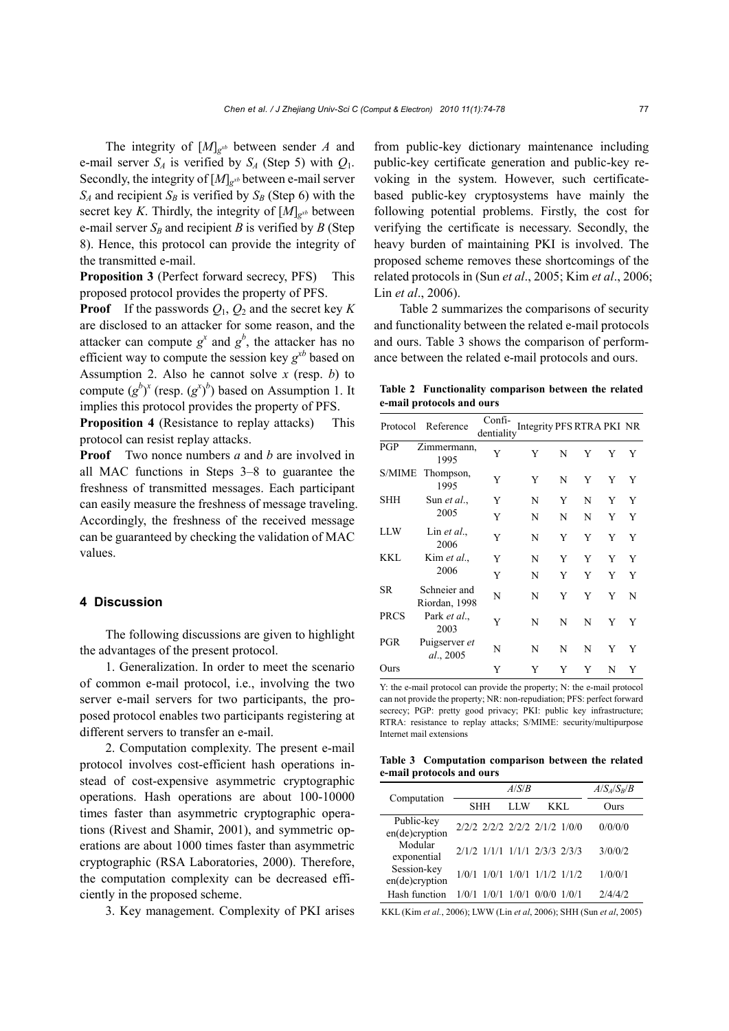The integrity of $[M]_{g^{xb}}$ between sender $A$ and e-mail server $S_A$ is verified by $S_A$ (Step 5) with $Q_1$. Secondly, the integrity of $[M]_{g^{xb}}$ between e-mail server $S_A$ and recipient $S_B$ is verified by $S_B$ (Step 6) with the secret key $K$. Thirdly, the integrity of $[M]_{g^{xb}}$ between e-mail server $S_B$ and recipient $B$ is verified by $B$ (Step 8). Hence, this protocol can provide the integrity of the transmitted e-mail.

**Proposition 3** (Perfect forward secrecy, PFS) This proposed protocol provides the property of PFS.

**Proof** If the passwords $Q_1$, $Q_2$ and the secret key $K$ are disclosed to an attacker for some reason, and the attacker can compute $g^x$ and $g^b$, the attacker has no efficient way to compute the session key $g^{xb}$ based on Assumption 2. Also he cannot solve $x$ (resp. $b$) to compute $(g^b)^x$ (resp. $(g^x)^b$) based on Assumption 1. It implies this protocol provides the property of PFS.

**Proposition 4** (Resistance to replay attacks) This protocol can resist replay attacks.

**Proof** Two nonce numbers $a$ and $b$ are involved in all MAC functions in Steps 3–8 to guarantee the freshness of transmitted messages. Each participant can easily measure the freshness of message traveling. Accordingly, the freshness of the received message can be guaranteed by checking the validation of MAC values.

## 4 Discussion

The following discussions are given to highlight the advantages of the present protocol.

1. Generalization. In order to meet the scenario of common e-mail protocol, i.e., involving the two server e-mail servers for two participants, the proposed protocol enables two participants registering at different servers to transfer an e-mail.

2. Computation complexity. The present e-mail protocol involves cost-efficient hash operations instead of cost-expensive asymmetric cryptographic operations. Hash operations are about 100-10000 times faster than asymmetric cryptographic operations (Rivest and Shamir, 2001), and symmetric operations are about 1000 times faster than asymmetric cryptographic (RSA Laboratories, 2000). Therefore, the computation complexity can be decreased efficiently in the proposed scheme.

3. Key management. Complexity of PKI arises from public-key dictionary maintenance including public-key certificate generation and public-key revoking in the system. However, such certificate-based public-key cryptosystems have mainly the following potential problems. Firstly, the cost for verifying the certificate is necessary. Secondly, the heavy burden of maintaining PKI is involved. The proposed scheme removes these shortcomings of the related protocols in (Sun *et al*., 2005; Kim *et al*., 2006; Lin *et al*., 2006).

Table 2 summarizes the comparisons of security and functionality between the related e-mail protocols and ours. Table 3 shows the comparison of performance between the related e-mail protocols and ours.

**Table 2 Functionality comparison between the related e-mail protocols and ours**

| Protocol | Reference | Confidentiality | Integrity | PFS | RTRA | PKI | NR |
|---|---|---|---|---|---|---|---|
| PGP | Zimmermann, 1995 | Y | Y | N | Y | Y | Y |
| S/MIME | Thompson, 1995 | Y | Y | N | Y | Y | Y |
| SHH | Sun *et al*., 2005 | Y | N | Y | N | Y | Y |
| | | Y | N | N | N | Y | Y |
| LLW | Lin *et al*., 2006 | Y | N | Y | Y | Y | Y |
| KKL | Kim *et al*., 2006 | Y | N | Y | Y | Y | Y |
| | | Y | N | Y | Y | Y | Y |
| SR | Schneier and Riordan, 1998 | N | N | Y | Y | Y | N |
| PRCS | Park *et al*., 2003 | Y | N | N | N | Y | Y |
| PGR | Puigserver *et al*., 2005 | N | N | N | N | Y | Y |
| Ours | | Y | Y | Y | Y | N | Y |

Y: the e-mail protocol can provide the property; N: the e-mail protocol can not provide the property; NR: non-repudiation; PFS: perfect forward secrecy; PGP: pretty good privacy; PKI: public key infrastructure; RTRA: resistance to replay attacks; S/MIME: security/multipurpose Internet mail extensions

**Table 3 Computation comparison between the related e-mail protocols and ours**

| Computation | $A/S/B$ | | | | | $A/S_A/S_B/B$ |
|---|---|---|---|---|---|---|
| | SHH | | LLW | KKL | | Ours |
| Public-key en(de)cryption | 2/2/2 | 2/2/2 | 2/2/2 | 2/1/2 | 1/0/0 | 0/0/0/0 |
| Modular exponential | 2/1/2 | 1/1/1 | 1/1/1 | 2/3/3 | 2/3/3 | 3/0/0/2 |
| Session-key en(de)cryption | 1/0/1 | 1/0/1 | 1/0/1 | 1/1/2 | 1/1/2 | 1/0/0/1 |
| Hash function | 1/0/1 | 1/0/1 | 1/0/1 | 0/0/0 | 1/0/1 | 2/4/4/2 |

KKL (Kim *et al*., 2006); LWW (Lin *et al*, 2006); SHH (Sun *et al*, 2005)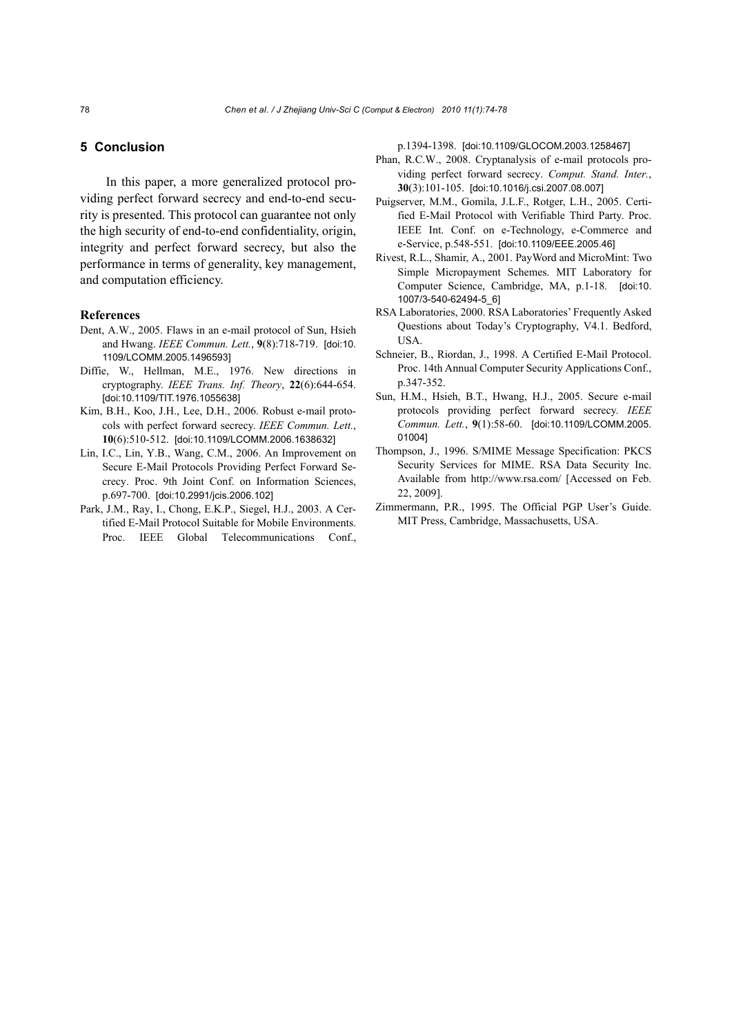## 5 Conclusion

In this paper, a more generalized protocol providing perfect forward secrecy and end-to-end security is presented. This protocol can guarantee not only the high security of end-to-end confidentiality, origin, integrity and perfect forward secrecy, but also the performance in terms of generality, key management, and computation efficiency.

### References

Dent, A.W., 2005. Flaws in an e-mail protocol of Sun, Hsieh and Hwang. *IEEE Commun. Lett.*, **9**(8):718-719. [doi:10.1109/LCOMM.2005.1496593]

Diffie, W., Hellman, M.E., 1976. New directions in cryptography. *IEEE Trans. Inf. Theory*, **22**(6):644-654. [doi:10.1109/TIT.1976.1055638]

Kim, B.H., Koo, J.H., Lee, D.H., 2006. Robust e-mail protocols with perfect forward secrecy. *IEEE Commun. Lett.*, **10**(6):510-512. [doi:10.1109/LCOMM.2006.1638632]

Lin, I.C., Lin, Y.B., Wang, C.M., 2006. An Improvement on Secure E-Mail Protocols Providing Perfect Forward Secrecy. Proc. 9th Joint Conf. on Information Sciences, p.697-700. [doi:10.2991/jcis.2006.102]

Park, J.M., Ray, I., Chong, E.K.P., Siegel, H.J., 2003. A Certified E-Mail Protocol Suitable for Mobile Environments. Proc. IEEE Global Telecommunications Conf., p.1394-1398. [doi:10.1109/GLOCOM.2003.1258467]

Phan, R.C.W., 2008. Cryptanalysis of e-mail protocols providing perfect forward secrecy. *Comput. Stand. Inter.*, **30**(3):101-105. [doi:10.1016/j.csi.2007.08.007]

Puigserver, M.M., Gomila, J.L.F., Rotger, L.H., 2005. Certified E-Mail Protocol with Verifiable Third Party. Proc. IEEE Int. Conf. on e-Technology, e-Commerce and e-Service, p.548-551. [doi:10.1109/EEE.2005.46]

Rivest, R.L., Shamir, A., 2001. PayWord and MicroMint: Two Simple Micropayment Schemes. MIT Laboratory for Computer Science, Cambridge, MA, p.1-18. [doi:10.1007/3-540-62494-5_6]

RSA Laboratories, 2000. RSA Laboratories' Frequently Asked Questions about Today's Cryptography, V4.1. Bedford, USA.

Schneier, B., Riordan, J., 1998. A Certified E-Mail Protocol. Proc. 14th Annual Computer Security Applications Conf., p.347-352.

Sun, H.M., Hsieh, B.T., Hwang, H.J., 2005. Secure e-mail protocols providing perfect forward secrecy. *IEEE Commun. Lett.*, **9**(1):58-60. [doi:10.1109/LCOMM.2005.01004]

Thompson, J., 1996. S/MIME Message Specification: PKCS Security Services for MIME. RSA Data Security Inc. Available from http://www.rsa.com/ [Accessed on Feb. 22, 2009].

Zimmermann, P.R., 1995. The Official PGP User's Guide. MIT Press, Cambridge, Massachusetts, USA.